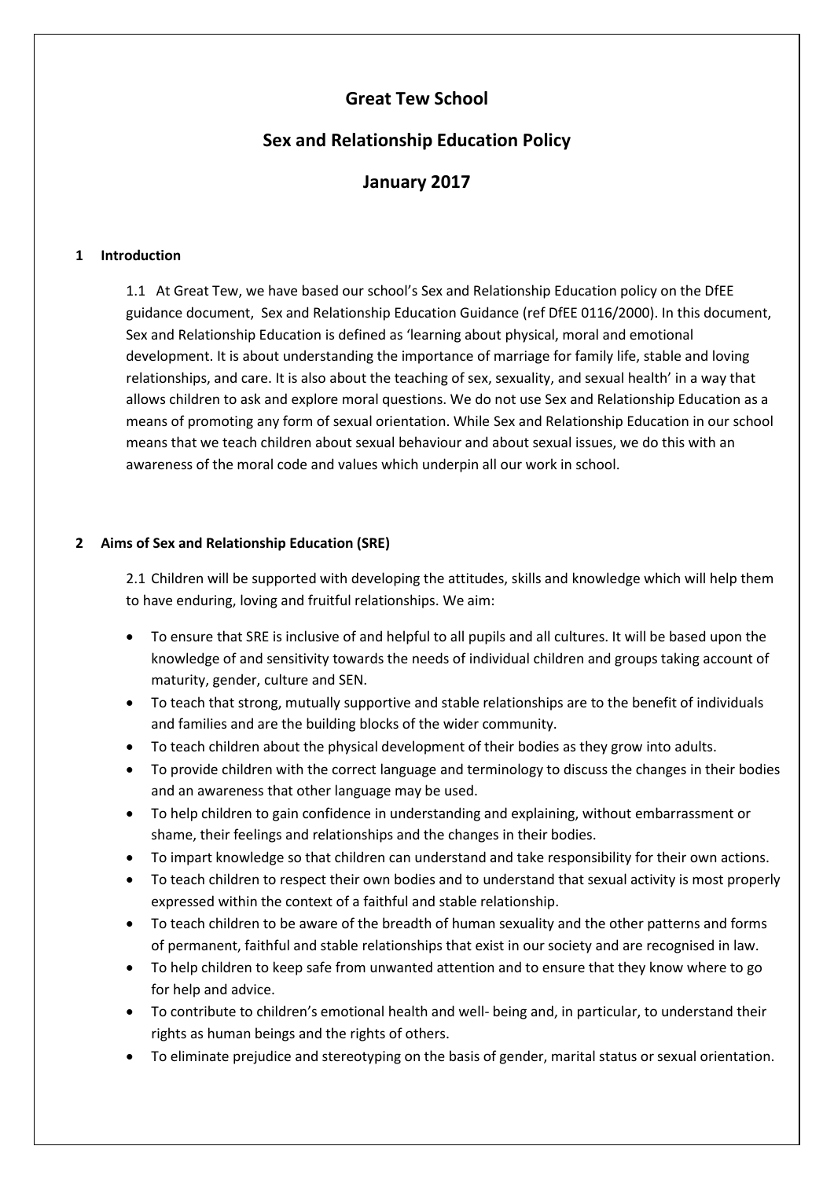# Great Tew School

## Sex and Relationship Education Policy

## January 2017

### 1 Introduction

1.1 At Great Tew, we have based our school's Sex and Relationship Education policy on the DfEE guidance document, Sex and Relationship Education Guidance (ref DfEE 0116/2000). In this document, Sex and Relationship Education is defined as 'learning about physical, moral and emotional development. It is about understanding the importance of marriage for family life, stable and loving relationships, and care. It is also about the teaching of sex, sexuality, and sexual health' in a way that allows children to ask and explore moral questions. We do not use Sex and Relationship Education as a means of promoting any form of sexual orientation. While Sex and Relationship Education in our school means that we teach children about sexual behaviour and about sexual issues, we do this with an awareness of the moral code and values which underpin all our work in school.

### 2 Aims of Sex and Relationship Education (SRE)

2.1 Children will be supported with developing the attitudes, skills and knowledge which will help them to have enduring, loving and fruitful relationships. We aim:

- To ensure that SRE is inclusive of and helpful to all pupils and all cultures. It will be based upon the knowledge of and sensitivity towards the needs of individual children and groups taking account of maturity, gender, culture and SEN.
- To teach that strong, mutually supportive and stable relationships are to the benefit of individuals and families and are the building blocks of the wider community.
- To teach children about the physical development of their bodies as they grow into adults.
- To provide children with the correct language and terminology to discuss the changes in their bodies and an awareness that other language may be used.
- To help children to gain confidence in understanding and explaining, without embarrassment or shame, their feelings and relationships and the changes in their bodies.
- To impart knowledge so that children can understand and take responsibility for their own actions.
- To teach children to respect their own bodies and to understand that sexual activity is most properly expressed within the context of a faithful and stable relationship.
- To teach children to be aware of the breadth of human sexuality and the other patterns and forms of permanent, faithful and stable relationships that exist in our society and are recognised in law.
- To help children to keep safe from unwanted attention and to ensure that they know where to go for help and advice.
- To contribute to children's emotional health and well- being and, in particular, to understand their rights as human beings and the rights of others.
- To eliminate prejudice and stereotyping on the basis of gender, marital status or sexual orientation.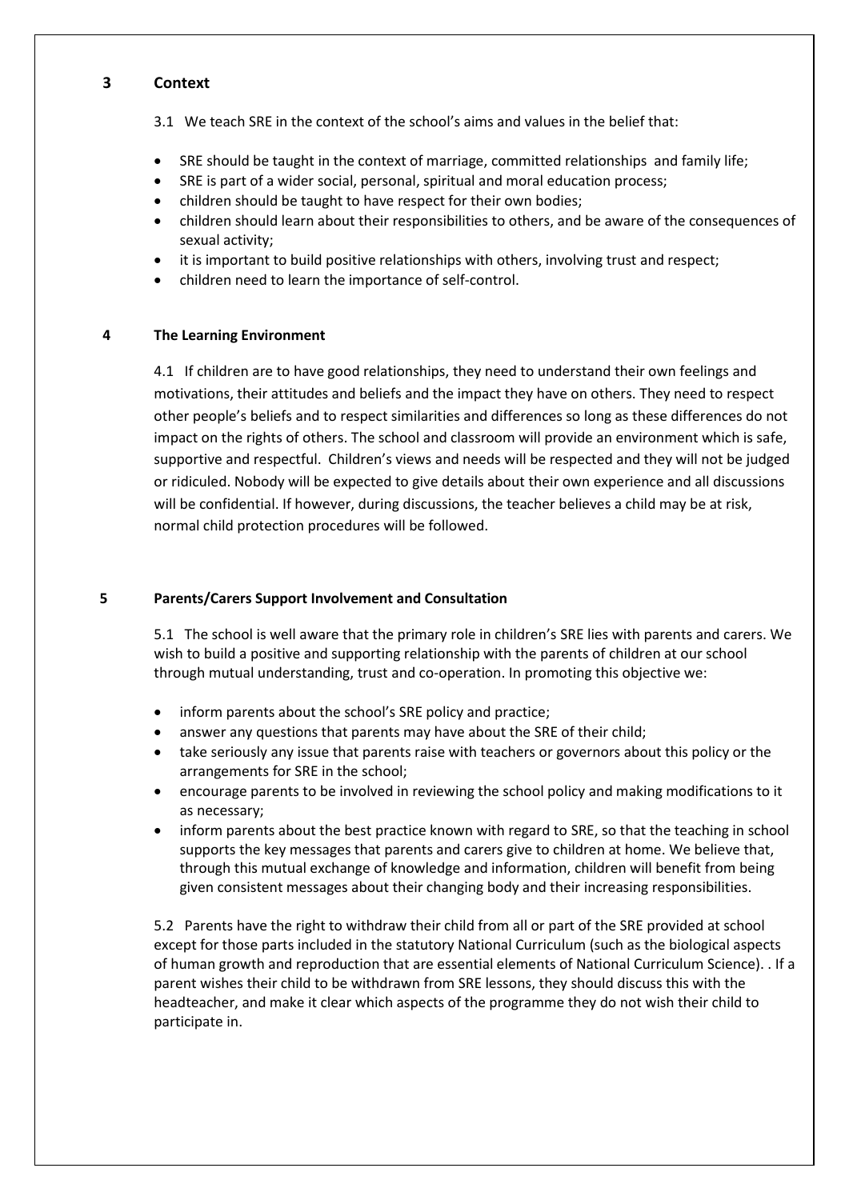## 3 Context

3.1 We teach SRE in the context of the school's aims and values in the belief that:

- SRE should be taught in the context of marriage, committed relationships and family life;
- SRE is part of a wider social, personal, spiritual and moral education process;
- children should be taught to have respect for their own bodies;
- children should learn about their responsibilities to others, and be aware of the consequences of sexual activity;
- it is important to build positive relationships with others, involving trust and respect;
- children need to learn the importance of self-control.

## 4 The Learning Environment

4.1 If children are to have good relationships, they need to understand their own feelings and motivations, their attitudes and beliefs and the impact they have on others. They need to respect other people's beliefs and to respect similarities and differences so long as these differences do not impact on the rights of others. The school and classroom will provide an environment which is safe, supportive and respectful. Children's views and needs will be respected and they will not be judged or ridiculed. Nobody will be expected to give details about their own experience and all discussions will be confidential. If however, during discussions, the teacher believes a child may be at risk, normal child protection procedures will be followed.

## 5 Parents/Carers Support Involvement and Consultation

5.1 The school is well aware that the primary role in children's SRE lies with parents and carers. We wish to build a positive and supporting relationship with the parents of children at our school through mutual understanding, trust and co-operation. In promoting this objective we:

- inform parents about the school's SRE policy and practice;
- answer any questions that parents may have about the SRE of their child;
- take seriously any issue that parents raise with teachers or governors about this policy or the arrangements for SRE in the school;
- encourage parents to be involved in reviewing the school policy and making modifications to it as necessary;
- inform parents about the best practice known with regard to SRE, so that the teaching in school supports the key messages that parents and carers give to children at home. We believe that, through this mutual exchange of knowledge and information, children will benefit from being given consistent messages about their changing body and their increasing responsibilities.

5.2 Parents have the right to withdraw their child from all or part of the SRE provided at school except for those parts included in the statutory National Curriculum (such as the biological aspects of human growth and reproduction that are essential elements of National Curriculum Science). . If a parent wishes their child to be withdrawn from SRE lessons, they should discuss this with the headteacher, and make it clear which aspects of the programme they do not wish their child to participate in.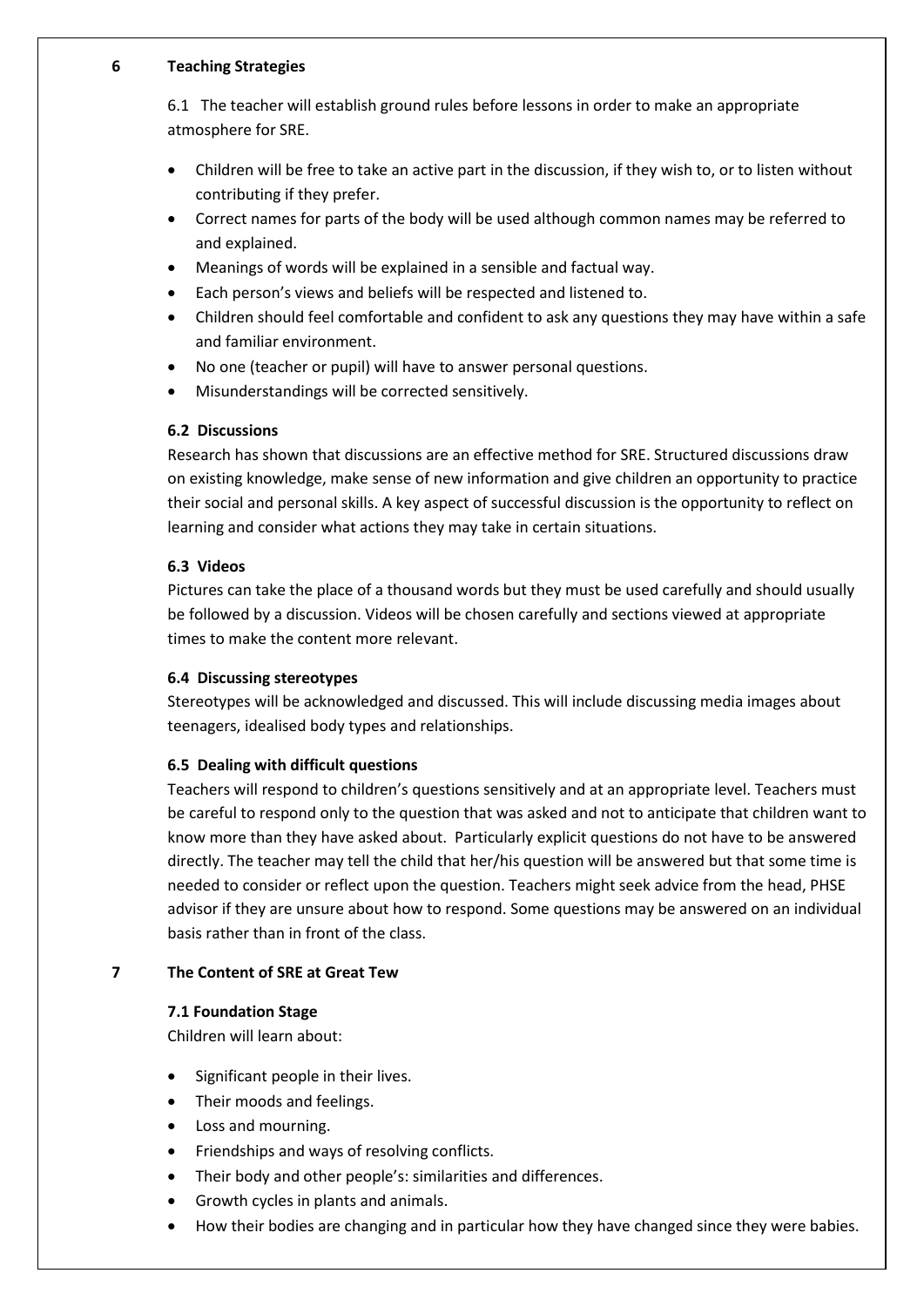## 6 Teaching Strategies

6.1 The teacher will establish ground rules before lessons in order to make an appropriate atmosphere for SRE.

- Children will be free to take an active part in the discussion, if they wish to, or to listen without contributing if they prefer.
- Correct names for parts of the body will be used although common names may be referred to and explained.
- Meanings of words will be explained in a sensible and factual way.
- Each person's views and beliefs will be respected and listened to.
- Children should feel comfortable and confident to ask any questions they may have within a safe and familiar environment.
- No one (teacher or pupil) will have to answer personal questions.
- Misunderstandings will be corrected sensitively.

### 6.2 Discussions

Research has shown that discussions are an effective method for SRE. Structured discussions draw on existing knowledge, make sense of new information and give children an opportunity to practice their social and personal skills. A key aspect of successful discussion is the opportunity to reflect on learning and consider what actions they may take in certain situations.

### 6.3 Videos

Pictures can take the place of a thousand words but they must be used carefully and should usually be followed by a discussion. Videos will be chosen carefully and sections viewed at appropriate times to make the content more relevant.

### 6.4 Discussing stereotypes

Stereotypes will be acknowledged and discussed. This will include discussing media images about teenagers, idealised body types and relationships.

### 6.5 Dealing with difficult questions

Teachers will respond to children's questions sensitively and at an appropriate level. Teachers must be careful to respond only to the question that was asked and not to anticipate that children want to know more than they have asked about. Particularly explicit questions do not have to be answered directly. The teacher may tell the child that her/his question will be answered but that some time is needed to consider or reflect upon the question. Teachers might seek advice from the head, PHSE advisor if they are unsure about how to respond. Some questions may be answered on an individual basis rather than in front of the class.

## 7 The Content of SRE at Great Tew

### 7.1 Foundation Stage

Children will learn about:

- Significant people in their lives.
- Their moods and feelings.
- Loss and mourning.
- Friendships and ways of resolving conflicts.
- Their body and other people's: similarities and differences.
- Growth cycles in plants and animals.
- How their bodies are changing and in particular how they have changed since they were babies.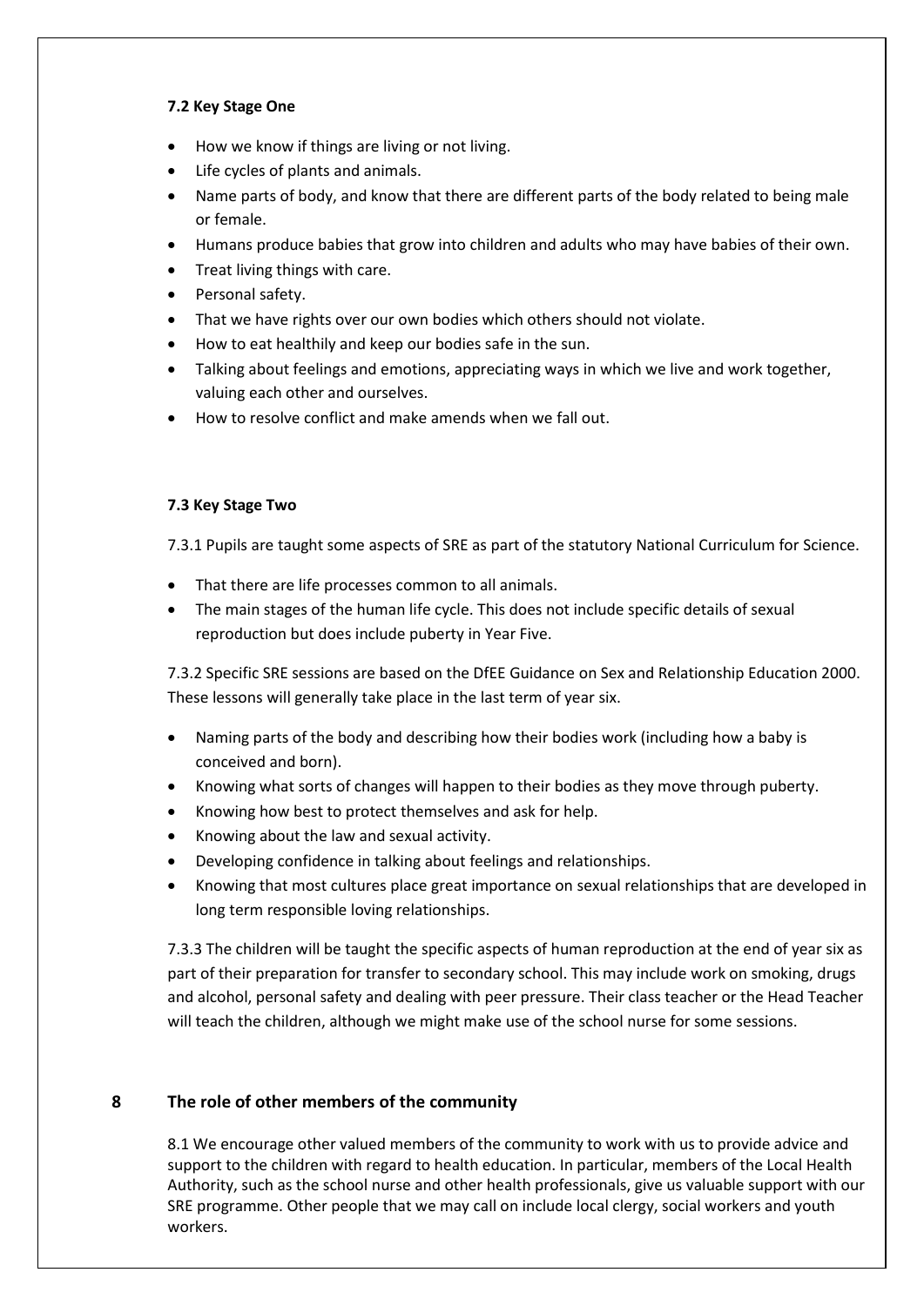#### 7.2 Key Stage One

- How we know if things are living or not living.
- Life cycles of plants and animals.
- Name parts of body, and know that there are different parts of the body related to being male or female.
- Humans produce babies that grow into children and adults who may have babies of their own.
- Treat living things with care.
- Personal safety.
- That we have rights over our own bodies which others should not violate.
- How to eat healthily and keep our bodies safe in the sun.
- Talking about feelings and emotions, appreciating ways in which we live and work together, valuing each other and ourselves.
- How to resolve conflict and make amends when we fall out.

#### 7.3 Key Stage Two

7.3.1 Pupils are taught some aspects of SRE as part of the statutory National Curriculum for Science.

- That there are life processes common to all animals.
- The main stages of the human life cycle. This does not include specific details of sexual reproduction but does include puberty in Year Five.

7.3.2 Specific SRE sessions are based on the DfEE Guidance on Sex and Relationship Education 2000. These lessons will generally take place in the last term of year six.

- Naming parts of the body and describing how their bodies work (including how a baby is conceived and born).
- Knowing what sorts of changes will happen to their bodies as they move through puberty.
- Knowing how best to protect themselves and ask for help.
- Knowing about the law and sexual activity.
- Developing confidence in talking about feelings and relationships.
- Knowing that most cultures place great importance on sexual relationships that are developed in long term responsible loving relationships.

7.3.3 The children will be taught the specific aspects of human reproduction at the end of year six as part of their preparation for transfer to secondary school. This may include work on smoking, drugs and alcohol, personal safety and dealing with peer pressure. Their class teacher or the Head Teacher will teach the children, although we might make use of the school nurse for some sessions.

## 8 The role of other members of the community

8.1 We encourage other valued members of the community to work with us to provide advice and support to the children with regard to health education. In particular, members of the Local Health Authority, such as the school nurse and other health professionals, give us valuable support with our SRE programme. Other people that we may call on include local clergy, social workers and youth workers.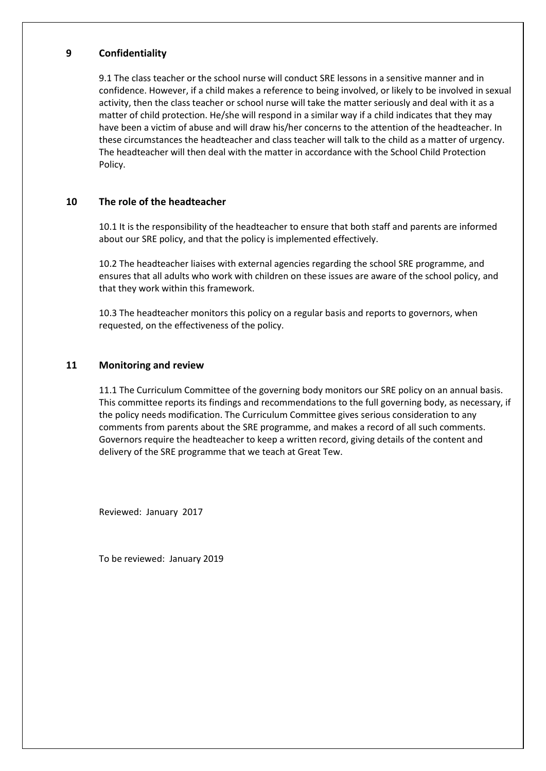## 9 Confidentiality

9.1 The class teacher or the school nurse will conduct SRE lessons in a sensitive manner and in confidence. However, if a child makes a reference to being involved, or likely to be involved in sexual activity, then the class teacher or school nurse will take the matter seriously and deal with it as a matter of child protection. He/she will respond in a similar way if a child indicates that they may have been a victim of abuse and will draw his/her concerns to the attention of the headteacher. In these circumstances the headteacher and class teacher will talk to the child as a matter of urgency. The headteacher will then deal with the matter in accordance with the School Child Protection Policy.

## 10 The role of the headteacher

10.1 It is the responsibility of the headteacher to ensure that both staff and parents are informed about our SRE policy, and that the policy is implemented effectively.

10.2 The headteacher liaises with external agencies regarding the school SRE programme, and ensures that all adults who work with children on these issues are aware of the school policy, and that they work within this framework.

10.3 The headteacher monitors this policy on a regular basis and reports to governors, when requested, on the effectiveness of the policy.

## 11 Monitoring and review

11.1 The Curriculum Committee of the governing body monitors our SRE policy on an annual basis. This committee reports its findings and recommendations to the full governing body, as necessary, if the policy needs modification. The Curriculum Committee gives serious consideration to any comments from parents about the SRE programme, and makes a record of all such comments. Governors require the headteacher to keep a written record, giving details of the content and delivery of the SRE programme that we teach at Great Tew.

Reviewed: January 2017

To be reviewed: January 2019